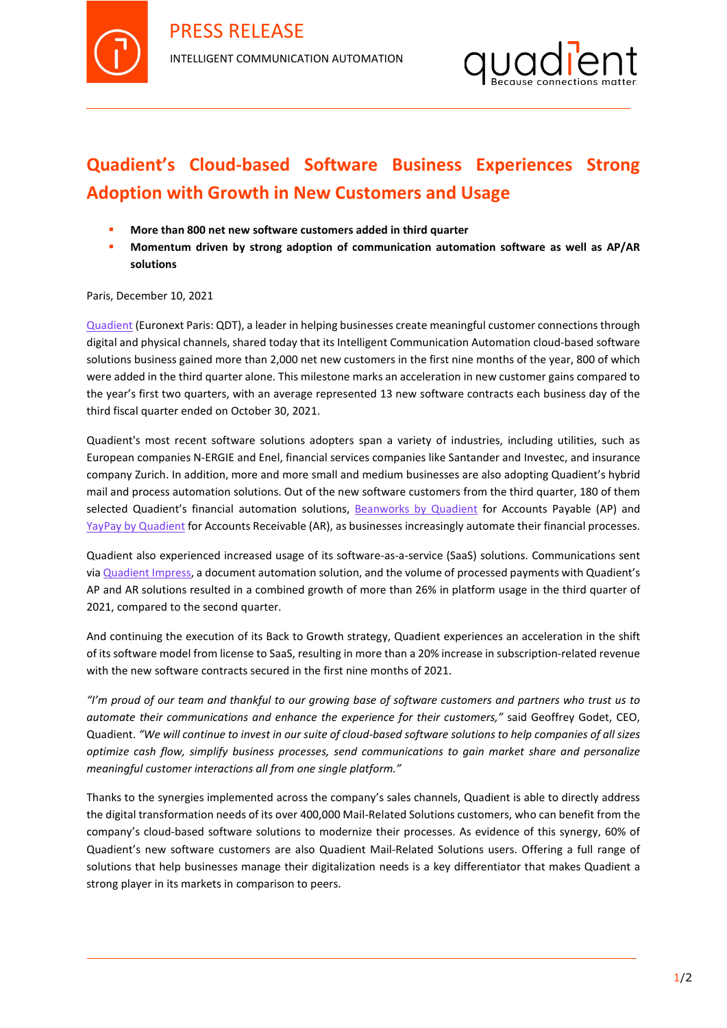PRESS RELEASE

INTELLIGENT COMMUNICATION AUTOMATION

# Quadient's Cloud-based Software Business Experiences Strong Adoption with Growth in New Customers and Usage

- **More than 800 net new software customers added in third quarter**
- **Momentum driven by strong adoption of communication automation software as well as AP/AR solutions**

Paris, December 10, 2021

Quadient (Euronext Paris: QDT), a leader in helping businesses create meaningful customer connections through digital and physical channels, shared today that its Intelligent Communication Automation cloud-based software solutions business gained more than 2,000 net new customers in the first nine months of the year, 800 of which were added in the third quarter alone. This milestone marks an acceleration in new customer gains compared to the year's first two quarters, with an average represented 13 new software contracts each business day of the third fiscal quarter ended on October 30, 2021.

Quadient's most recent software solutions adopters span a variety of industries, including utilities, such as European companies N-ERGIE and Enel, financial services companies like Santander and Investec, and insurance company Zurich. In addition, more and more small and medium businesses are also adopting Quadient's hybrid mail and process automation solutions. Out of the new software customers from the third quarter, 180 of them selected Quadient's financial automation solutions, Beanworks by Quadient for Accounts Payable (AP) and YayPay by Quadient for Accounts Receivable (AR), as businesses increasingly automate their financial processes.

Quadient also experienced increased usage of its software-as-a-service (SaaS) solutions. Communications sent via Quadient Impress, a document automation solution, and the volume of processed payments with Quadient's AP and AR solutions resulted in a combined growth of more than 26% in platform usage in the third quarter of 2021, compared to the second quarter.

And continuing the execution of its Back to Growth strategy, Quadient experiences an acceleration in the shift of its software model from license to SaaS, resulting in more than a 20% increase in subscription-related revenue with the new software contracts secured in the first nine months of 2021.

*"I'm proud of our team and thankful to our growing base of software customers and partners who trust us to automate their communications and enhance the experience for their customers,"* said Geoffrey Godet, CEO, Quadient. *"We will continue to invest in our suite of cloud-based software solutions to help companies of all sizes optimize cash flow, simplify business processes, send communications to gain market share and personalize meaningful customer interactions all from one single platform."*

Thanks to the synergies implemented across the company's sales channels, Quadient is able to directly address the digital transformation needs of its over 400,000 Mail-Related Solutions customers, who can benefit from the company's cloud-based software solutions to modernize their processes. As evidence of this synergy, 60% of Quadient's new software customers are also Quadient Mail-Related Solutions users. Offering a full range of solutions that help businesses manage their digitalization needs is a key differentiator that makes Quadient a strong player in its markets in comparison to peers.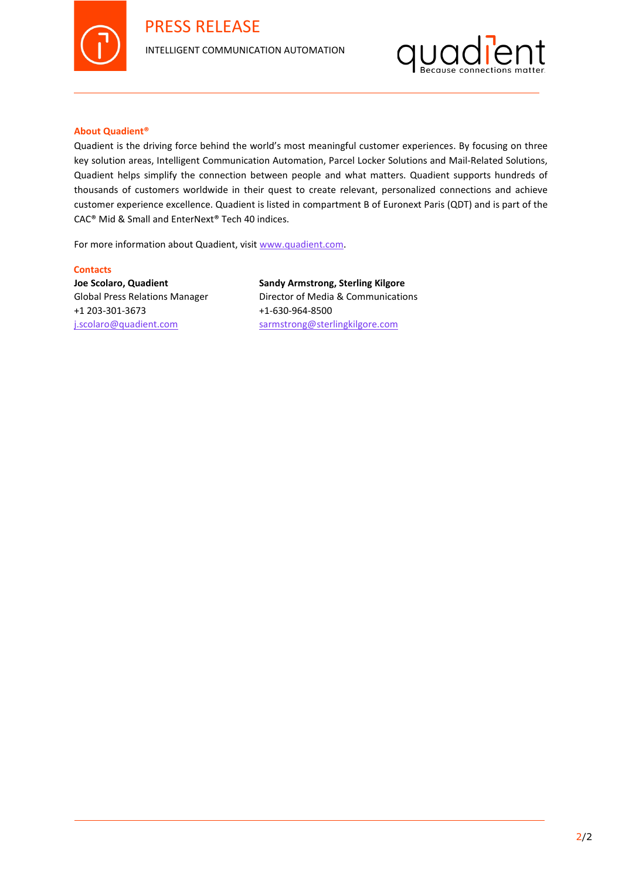### About Quadient®

Quadient is the driving force behind the world's most meaningful customer experiences. By focusing on three key solution areas, Intelligent Communication Automation, Parcel Locker Solutions and Mail-Related Solutions, Quadient helps simplify the connection between people and what matters. Quadient supports hundreds of thousands of customers worldwide in their quest to create relevant, personalized connections and achieve customer experience excellence. Quadient is listed in compartment B of Euronext Paris (QDT) and is part of the CAC® Mid & Small and EnterNext® Tech 40 indices.

For more information about Quadient, visit www.quadient.com.

### Contacts

**Joe Scolaro, Quadient**
Global Press Relations Manager
+1 203-301-3673
j.scolaro@quadient.com

**Sandy Armstrong, Sterling Kilgore**
Director of Media & Communications
+1-630-964-8500
sarmstrong@sterlingkilgore.com